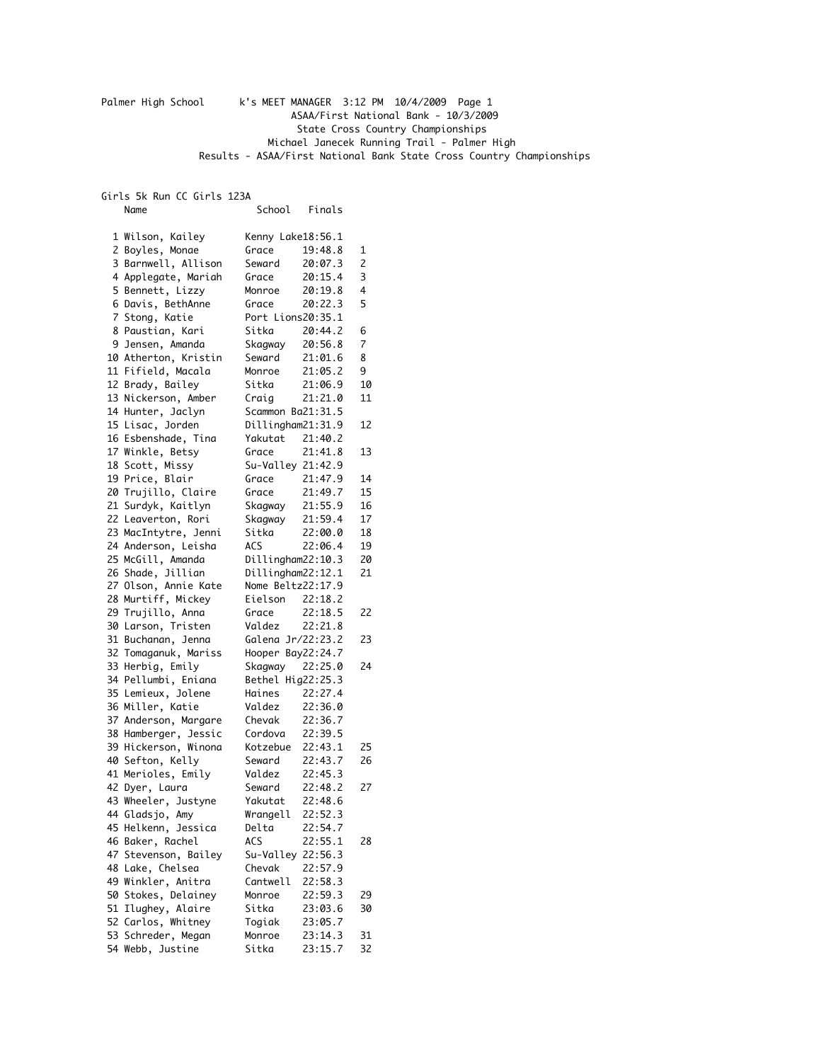Palmer High School      k's MEET MANAGER  3:12 PM  10/4/2009

ASAA/First National Bank - 10/3/2009

State Cross Country Championships

Michael Janecek Running Trail - Palmer High

Results - ASAA/First National Bank State Cross Country Championships

## Girls 5k Run CC Girls 123A

| | Name | School | Finals | |
|---|---|---|---|---|
| 1 | Wilson, Kailey | Kenny Lake | 18:56.1 | |
| 2 | Boyles, Monae | Grace | 19:48.8 | 1 |
| 3 | Barnwell, Allison | Seward | 20:07.3 | 2 |
| 4 | Applegate, Mariah | Grace | 20:15.4 | 3 |
| 5 | Bennett, Lizzy | Monroe | 20:19.8 | 4 |
| 6 | Davis, BethAnne | Grace | 20:22.3 | 5 |
| 7 | Stong, Katie | Port Lions | 20:35.1 | |
| 8 | Paustian, Kari | Sitka | 20:44.2 | 6 |
| 9 | Jensen, Amanda | Skagway | 20:56.8 | 7 |
| 10 | Atherton, Kristin | Seward | 21:01.6 | 8 |
| 11 | Fifield, Macala | Monroe | 21:05.2 | 9 |
| 12 | Brady, Bailey | Sitka | 21:06.9 | 10 |
| 13 | Nickerson, Amber | Craig | 21:21.0 | 11 |
| 14 | Hunter, Jaclyn | Scammon Ba | 21:31.5 | |
| 15 | Lisac, Jorden | Dillingham | 21:31.9 | 12 |
| 16 | Esbenshade, Tina | Yakutat | 21:40.2 | |
| 17 | Winkle, Betsy | Grace | 21:41.8 | 13 |
| 18 | Scott, Missy | Su-Valley | 21:42.9 | |
| 19 | Price, Blair | Grace | 21:47.9 | 14 |
| 20 | Trujillo, Claire | Grace | 21:49.7 | 15 |
| 21 | Surdyk, Kaitlyn | Skagway | 21:55.9 | 16 |
| 22 | Leaverton, Rori | Skagway | 21:59.4 | 17 |
| 23 | MacIntytre, Jenni | Sitka | 22:00.0 | 18 |
| 24 | Anderson, Leisha | ACS | 22:06.4 | 19 |
| 25 | McGill, Amanda | Dillingham | 22:10.3 | 20 |
| 26 | Shade, Jillian | Dillingham | 22:12.1 | 21 |
| 27 | Olson, Annie Kate | Nome Beltz | 22:17.9 | |
| 28 | Murtiff, Mickey | Eielson | 22:18.2 | |
| 29 | Trujillo, Anna | Grace | 22:18.5 | 22 |
| 30 | Larson, Tristen | Valdez | 22:21.8 | |
| 31 | Buchanan, Jenna | Galena Jr/ | 22:23.2 | 23 |
| 32 | Tomaganuk, Mariss | Hooper Bay | 22:24.7 | |
| 33 | Herbig, Emily | Skagway | 22:25.0 | 24 |
| 34 | Pellumbi, Eniana | Bethel Hig | 22:25.3 | |
| 35 | Lemieux, Jolene | Haines | 22:27.4 | |
| 36 | Miller, Katie | Valdez | 22:36.0 | |
| 37 | Anderson, Margare | Chevak | 22:36.7 | |
| 38 | Hamberger, Jessic | Cordova | 22:39.5 | |
| 39 | Hickerson, Winona | Kotzebue | 22:43.1 | 25 |
| 40 | Sefton, Kelly | Seward | 22:43.7 | 26 |
| 41 | Merioles, Emily | Valdez | 22:45.3 | |
| 42 | Dyer, Laura | Seward | 22:48.2 | 27 |
| 43 | Wheeler, Justyne | Yakutat | 22:48.6 | |
| 44 | Gladsjo, Amy | Wrangell | 22:52.3 | |
| 45 | Helkenn, Jessica | Delta | 22:54.7 | |
| 46 | Baker, Rachel | ACS | 22:55.1 | 28 |
| 47 | Stevenson, Bailey | Su-Valley | 22:56.3 | |
| 48 | Lake, Chelsea | Chevak | 22:57.9 | |
| 49 | Winkler, Anitra | Cantwell | 22:58.3 | |
| 50 | Stokes, Delainey | Monroe | 22:59.3 | 29 |
| 51 | Ilughey, Alaire | Sitka | 23:03.6 | 30 |
| 52 | Carlos, Whitney | Togiak | 23:05.7 | |
| 53 | Schreder, Megan | Monroe | 23:14.3 | 31 |
| 54 | Webb, Justine | Sitka | 23:15.7 | 32 |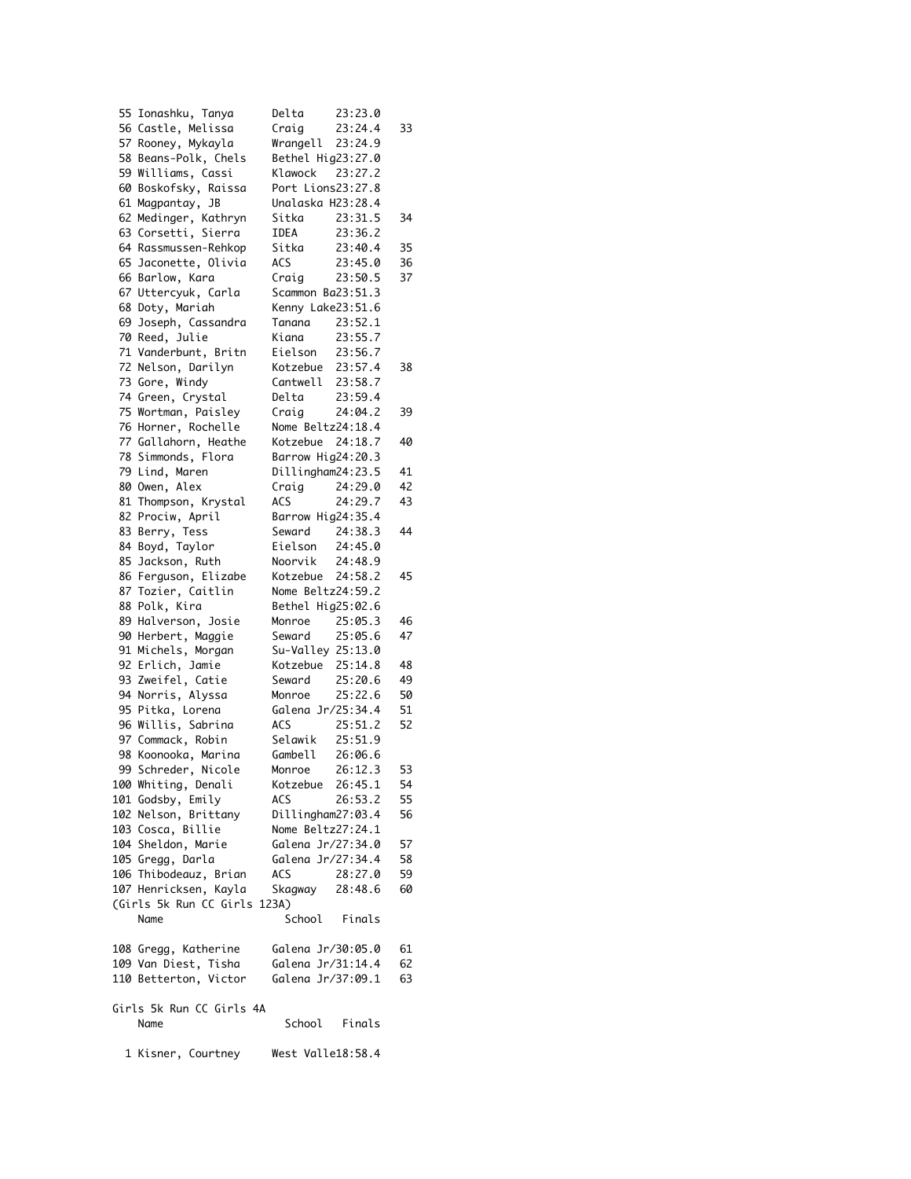```
 55 Ionashku, Tanya      Delta     23:23.0
 56 Castle, Melissa      Craig     23:24.4   33
 57 Rooney, Mykayla      Wrangell  23:24.9
 58 Beans-Polk, Chels    Bethel Hig23:27.0
 59 Williams, Cassi      Klawock   23:27.2
 60 Boskofsky, Raissa    Port Lions23:27.8
 61 Magpantay, JB        Unalaska H23:28.4
 62 Medinger, Kathryn    Sitka     23:31.5   34
 63 Corsetti, Sierra     IDEA      23:36.2
 64 Rassmussen-Rehkop    Sitka     23:40.4   35
 65 Jaconette, Olivia    ACS       23:45.0   36
 66 Barlow, Kara         Craig     23:50.5   37
 67 Uttercyuk, Carla     Scammon Ba23:51.3
 68 Doty, Mariah         Kenny Lake23:51.6
 69 Joseph, Cassandra    Tanana    23:52.1
 70 Reed, Julie          Kiana     23:55.7
 71 Vanderbunt, Britn    Eielson   23:56.7
 72 Nelson, Darilyn      Kotzebue  23:57.4   38
 73 Gore, Windy          Cantwell  23:58.7
 74 Green, Crystal       Delta     23:59.4
 75 Wortman, Paisley     Craig     24:04.2   39
 76 Horner, Rochelle     Nome Beltz24:18.4
 77 Gallahorn, Heathe    Kotzebue  24:18.7   40
 78 Simmonds, Flora      Barrow Hig24:20.3
 79 Lind, Maren          Dillingham24:23.5   41
 80 Owen, Alex           Craig     24:29.0   42
 81 Thompson, Krystal    ACS       24:29.7   43
 82 Prociw, April        Barrow Hig24:35.4
 83 Berry, Tess          Seward    24:38.3   44
 84 Boyd, Taylor         Eielson   24:45.0
 85 Jackson, Ruth        Noorvik   24:48.9
 86 Ferguson, Elizabe    Kotzebue  24:58.2   45
 87 Tozier, Caitlin      Nome Beltz24:59.2
 88 Polk, Kira           Bethel Hig25:02.6
 89 Halverson, Josie     Monroe    25:05.3   46
 90 Herbert, Maggie      Seward    25:05.6   47
 91 Michels, Morgan      Su-Valley 25:13.0
 92 Erlich, Jamie        Kotzebue  25:14.8   48
 93 Zweifel, Catie       Seward    25:20.6   49
 94 Norris, Alyssa       Monroe    25:22.6   50
 95 Pitka, Lorena        Galena Jr/25:34.4   51
 96 Willis, Sabrina      ACS       25:51.2   52
 97 Commack, Robin       Selawik   25:51.9
 98 Koonooka, Marina     Gambell   26:06.6
 99 Schreder, Nicole     Monroe    26:12.3   53
100 Whiting, Denali      Kotzebue  26:45.1   54
101 Godsby, Emily        ACS       26:53.2   55
102 Nelson, Brittany     Dillingham27:03.4   56
103 Cosca, Billie        Nome Beltz27:24.1
104 Sheldon, Marie       Galena Jr/27:34.0   57
105 Gregg, Darla         Galena Jr/27:34.4   58
106 Thibodeauz, Brian    ACS       28:27.0   59
107 Henricksen, Kayla    Skagway   28:48.6   60
(Girls 5k Run CC Girls 123A)
    Name                    School   Finals

108 Gregg, Katherine     Galena Jr/30:05.0   61
109 Van Diest, Tisha     Galena Jr/31:14.4   62
110 Betterton, Victor    Galena Jr/37:09.1   63

Girls 5k Run CC Girls 4A
    Name                    School   Finals

  1 Kisner, Courtney     West Valle18:58.4
```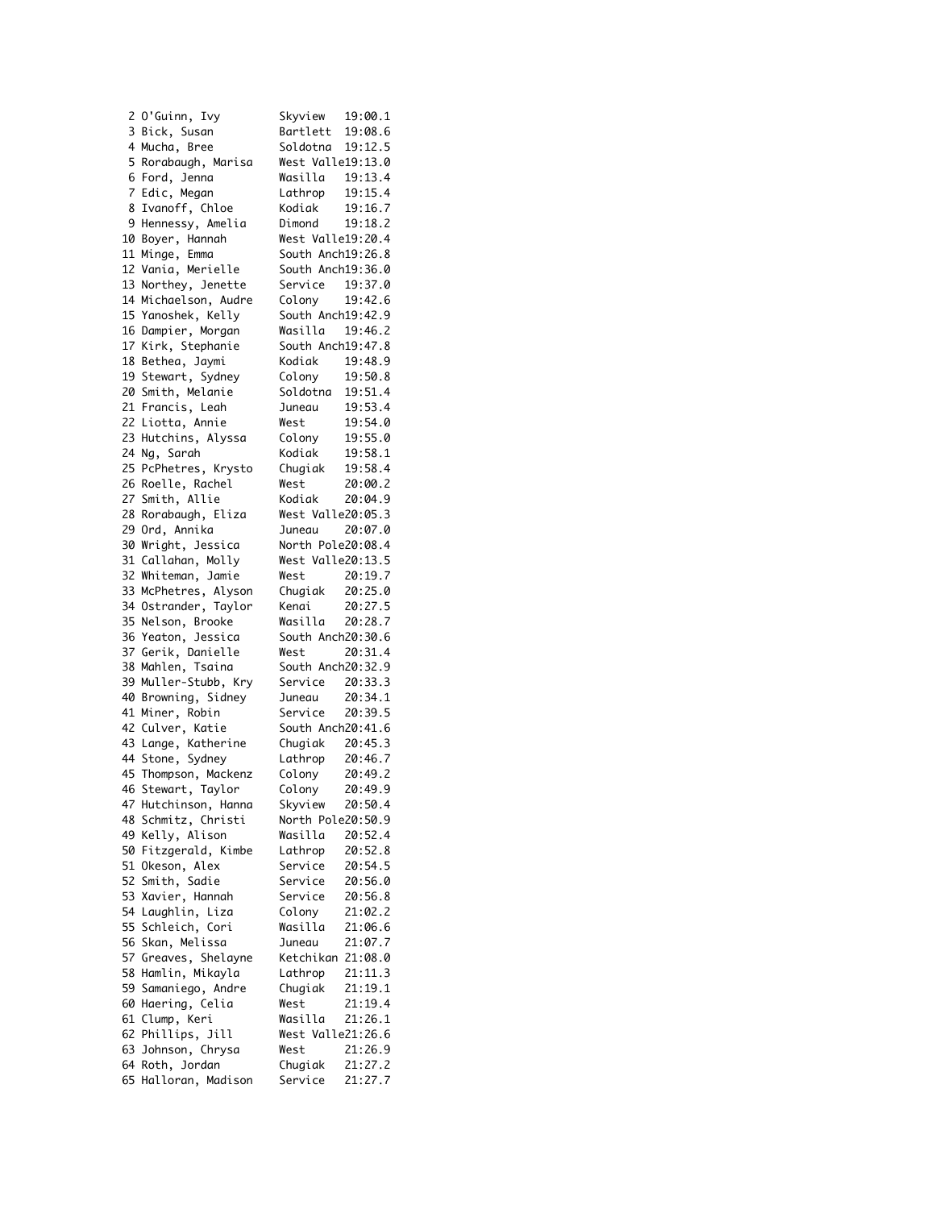```
 2 O'Guinn, Ivy        Skyview   19:00.1
 3 Bick, Susan         Bartlett  19:08.6
 4 Mucha, Bree         Soldotna  19:12.5
 5 Rorabaugh, Marisa   West Valle19:13.0
 6 Ford, Jenna         Wasilla   19:13.4
 7 Edic, Megan         Lathrop   19:15.4
 8 Ivanoff, Chloe      Kodiak    19:16.7
 9 Hennessy, Amelia    Dimond    19:18.2
10 Boyer, Hannah       West Valle19:20.4
11 Minge, Emma         South Anch19:26.8
12 Vania, Merielle     South Anch19:36.0
13 Northey, Jenette    Service   19:37.0
14 Michaelson, Audre   Colony    19:42.6
15 Yanoshek, Kelly     South Anch19:42.9
16 Dampier, Morgan     Wasilla   19:46.2
17 Kirk, Stephanie     South Anch19:47.8
18 Bethea, Jaymi       Kodiak    19:48.9
19 Stewart, Sydney     Colony    19:50.8
20 Smith, Melanie      Soldotna  19:51.4
21 Francis, Leah       Juneau    19:53.4
22 Liotta, Annie       West      19:54.0
23 Hutchins, Alyssa    Colony    19:55.0
24 Ng, Sarah           Kodiak    19:58.1
25 PcPhetres, Krysto   Chugiak   19:58.4
26 Roelle, Rachel      West      20:00.2
27 Smith, Allie        Kodiak    20:04.9
28 Rorabaugh, Eliza    West Valle20:05.3
29 Ord, Annika         Juneau    20:07.0
30 Wright, Jessica     North Pole20:08.4
31 Callahan, Molly     West Valle20:13.5
32 Whiteman, Jamie     West      20:19.7
33 McPhetres, Alyson   Chugiak   20:25.0
34 Ostrander, Taylor   Kenai     20:27.5
35 Nelson, Brooke      Wasilla   20:28.7
36 Yeaton, Jessica     South Anch20:30.6
37 Gerik, Danielle     West      20:31.4
38 Mahlen, Tsaina      South Anch20:32.9
39 Muller-Stubb, Kry   Service   20:33.3
40 Browning, Sidney    Juneau    20:34.1
41 Miner, Robin        Service   20:39.5
42 Culver, Katie       South Anch20:41.6
43 Lange, Katherine    Chugiak   20:45.3
44 Stone, Sydney       Lathrop   20:46.7
45 Thompson, Mackenz   Colony    20:49.2
46 Stewart, Taylor     Colony    20:49.9
47 Hutchinson, Hanna   Skyview   20:50.4
48 Schmitz, Christi    North Pole20:50.9
49 Kelly, Alison       Wasilla   20:52.4
50 Fitzgerald, Kimbe   Lathrop   20:52.8
51 Okeson, Alex        Service   20:54.5
52 Smith, Sadie        Service   20:56.0
53 Xavier, Hannah      Service   20:56.8
54 Laughlin, Liza      Colony    21:02.2
55 Schleich, Cori      Wasilla   21:06.6
56 Skan, Melissa       Juneau    21:07.7
57 Greaves, Shelayne   Ketchikan 21:08.0
58 Hamlin, Mikayla     Lathrop   21:11.3
59 Samaniego, Andre    Chugiak   21:19.1
60 Haering, Celia      West      21:19.4
61 Clump, Keri         Wasilla   21:26.1
62 Phillips, Jill      West Valle21:26.6
63 Johnson, Chrysa     West      21:26.9
64 Roth, Jordan        Chugiak   21:27.2
65 Halloran, Madison   Service   21:27.7
```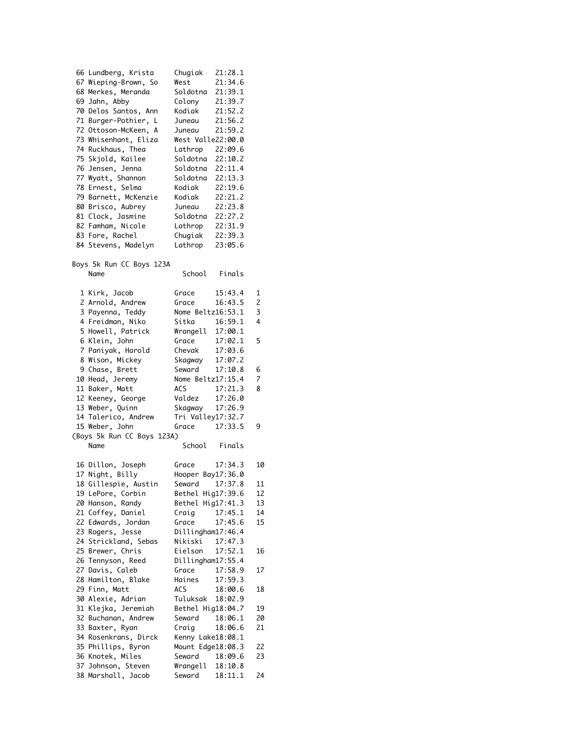| Place | Name | School | Finals |
|---|---|---|---|
| 66 | Lundberg, Krista | Chugiak | 21:28.1 |
| 67 | Wieping-Brown, So | West | 21:34.6 |
| 68 | Merkes, Meranda | Soldotna | 21:39.1 |
| 69 | Jahn, Abby | Colony | 21:39.7 |
| 70 | Delos Santos, Ann | Kodiak | 21:52.2 |
| 71 | Burger-Pothier, L | Juneau | 21:56.2 |
| 72 | Ottoson-McKeen, A | Juneau | 21:59.2 |
| 73 | Whisenhant, Eliza | West Valle | 22:00.0 |
| 74 | Ruckhaus, Thea | Lathrop | 22:09.6 |
| 75 | Skjold, Kailee | Soldotna | 22:10.2 |
| 76 | Jensen, Jenna | Soldotna | 22:11.4 |
| 77 | Wyatt, Shannon | Soldotna | 22:13.3 |
| 78 | Ernest, Selma | Kodiak | 22:19.6 |
| 79 | Barnett, McKenzie | Kodiak | 22:21.2 |
| 80 | Brisco, Aubrey | Juneau | 22:23.8 |
| 81 | Clock, Jasmine | Soldotna | 22:27.2 |
| 82 | Famham, Nicole | Lathrop | 22:31.9 |
| 83 | Fore, Rachel | Chugiak | 22:39.3 |
| 84 | Stevens, Madelyn | Lathrop | 23:05.6 |

## Boys 5k Run CC Boys 123A

| Place | Name | School | Finals | Points |
|---|---|---|---|---|
| 1 | Kirk, Jacob | Grace | 15:43.4 | 1 |
| 2 | Arnold, Andrew | Grace | 16:43.5 | 2 |
| 3 | Payenna, Teddy | Nome Beltz | 16:53.1 | 3 |
| 4 | Freidman, Niko | Sitka | 16:59.1 | 4 |
| 5 | Howell, Patrick | Wrangell | 17:00.1 | |
| 6 | Klein, John | Grace | 17:02.1 | 5 |
| 7 | Paniyak, Harold | Chevak | 17:03.6 | |
| 8 | Wison, Mickey | Skagway | 17:07.2 | |
| 9 | Chase, Brett | Seward | 17:10.8 | 6 |
| 10 | Head, Jeremy | Nome Beltz | 17:15.4 | 7 |
| 11 | Baker, Matt | ACS | 17:21.3 | 8 |
| 12 | Keeney, George | Valdez | 17:26.0 | |
| 13 | Weber, Quinn | Skagway | 17:26.9 | |
| 14 | Talerico, Andrew | Tri Valley | 17:32.7 | |
| 15 | Weber, John | Grace | 17:33.5 | 9 |

(Boys 5k Run CC Boys 123A)

| Place | Name | School | Finals | Points |
|---|---|---|---|---|
| 16 | Dillon, Joseph | Grace | 17:34.3 | 10 |
| 17 | Night, Billy | Hooper Bay | 17:36.0 | |
| 18 | Gillespie, Austin | Seward | 17:37.8 | 11 |
| 19 | LePore, Corbin | Bethel Hig | 17:39.6 | 12 |
| 20 | Hanson, Randy | Bethel Hig | 17:41.3 | 13 |
| 21 | Coffey, Daniel | Craig | 17:45.1 | 14 |
| 22 | Edwards, Jordan | Grace | 17:45.6 | 15 |
| 23 | Rogers, Jesse | Dillingham | 17:46.4 | |
| 24 | Strickland, Sebas | Nikiski | 17:47.3 | |
| 25 | Brewer, Chris | Eielson | 17:52.1 | 16 |
| 26 | Tennyson, Reed | Dillingham | 17:55.4 | |
| 27 | Davis, Caleb | Grace | 17:58.9 | 17 |
| 28 | Hamilton, Blake | Haines | 17:59.3 | |
| 29 | Finn, Matt | ACS | 18:00.6 | 18 |
| 30 | Alexie, Adrian | Tuluksak | 18:02.9 | |
| 31 | Klejka, Jeremiah | Bethel Hig | 18:04.7 | 19 |
| 32 | Buchanan, Andrew | Seward | 18:06.1 | 20 |
| 33 | Baxter, Ryan | Craig | 18:06.6 | 21 |
| 34 | Rosenkrans, Dirck | Kenny Lake | 18:08.1 | |
| 35 | Phillips, Byron | Mount Edge | 18:08.3 | 22 |
| 36 | Knotek, Miles | Seward | 18:09.6 | 23 |
| 37 | Johnson, Steven | Wrangell | 18:10.8 | |
| 38 | Marshall, Jacob | Seward | 18:11.1 | 24 |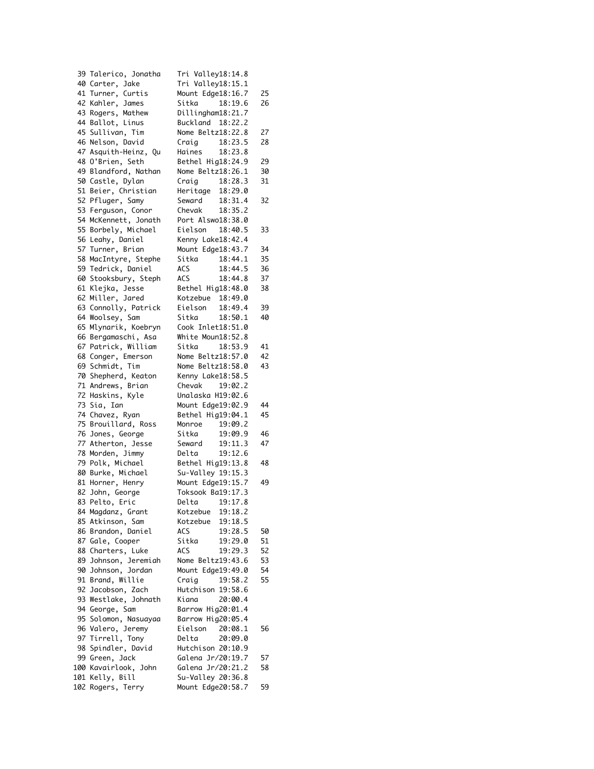```
 39 Talerico, Jonatha    Tri Valley18:14.8
 40 Carter, Jake         Tri Valley18:15.1
 41 Turner, Curtis       Mount Edge18:16.7   25
 42 Kahler, James        Sitka     18:19.6   26
 43 Rogers, Mathew       Dillingham18:21.7
 44 Ballot, Linus        Buckland  18:22.2
 45 Sullivan, Tim        Nome Beltz18:22.8   27
 46 Nelson, David        Craig     18:23.5   28
 47 Asquith-Heinz, Qu    Haines    18:23.8
 48 O'Brien, Seth        Bethel Hig18:24.9   29
 49 Blandford, Nathan    Nome Beltz18:26.1   30
 50 Castle, Dylan        Craig     18:28.3   31
 51 Beier, Christian     Heritage  18:29.0
 52 Pfluger, Samy        Seward    18:31.4   32
 53 Ferguson, Conor      Chevak    18:35.2
 54 McKennett, Jonath    Port Alswo18:38.0
 55 Borbely, Michael     Eielson   18:40.5   33
 56 Leahy, Daniel        Kenny Lake18:42.4
 57 Turner, Brian        Mount Edge18:43.7   34
 58 MacIntyre, Stephe    Sitka     18:44.1   35
 59 Tedrick, Daniel      ACS       18:44.5   36
 60 Stooksbury, Steph    ACS       18:44.8   37
 61 Klejka, Jesse        Bethel Hig18:48.0   38
 62 Miller, Jared        Kotzebue  18:49.0
 63 Connolly, Patrick    Eielson   18:49.4   39
 64 Woolsey, Sam         Sitka     18:50.1   40
 65 Mlynarik, Koebryn    Cook Inlet18:51.0
 66 Bergamaschi, Asa     White Moun18:52.8
 67 Patrick, William     Sitka     18:53.9   41
 68 Conger, Emerson      Nome Beltz18:57.0   42
 69 Schmidt, Tim         Nome Beltz18:58.0   43
 70 Shepherd, Keaton     Kenny Lake18:58.5
 71 Andrews, Brian       Chevak    19:02.2
 72 Haskins, Kyle        Unalaska H19:02.6
 73 Sia, Ian             Mount Edge19:02.9   44
 74 Chavez, Ryan         Bethel Hig19:04.1   45
 75 Brouillard, Ross     Monroe    19:09.2
 76 Jones, George        Sitka     19:09.9   46
 77 Atherton, Jesse      Seward    19:11.3   47
 78 Morden, Jimmy        Delta     19:12.6
 79 Polk, Michael        Bethel Hig19:13.8   48
 80 Burke, Michael       Su-Valley 19:15.3
 81 Horner, Henry        Mount Edge19:15.7   49
 82 John, George         Toksook Ba19:17.3
 83 Pelto, Eric          Delta     19:17.8
 84 Magdanz, Grant       Kotzebue  19:18.2
 85 Atkinson, Sam        Kotzebue  19:18.5
 86 Brandon, Daniel      ACS       19:28.5   50
 87 Gale, Cooper         Sitka     19:29.0   51
 88 Charters, Luke       ACS       19:29.3   52
 89 Johnson, Jeremiah    Nome Beltz19:43.6   53
 90 Johnson, Jordan      Mount Edge19:49.0   54
 91 Brand, Willie        Craig     19:58.2   55
 92 Jacobson, Zach       Hutchison 19:58.6
 93 Westlake, Johnath    Kiana     20:00.4
 94 George, Sam          Barrow Hig20:01.4
 95 Solomon, Nasuayaa    Barrow Hig20:05.4
 96 Valero, Jeremy       Eielson   20:08.1   56
 97 Tirrell, Tony        Delta     20:09.0
 98 Spindler, David      Hutchison 20:10.9
 99 Green, Jack          Galena Jr/20:19.7   57
100 Kavairlook, John     Galena Jr/20:21.2   58
101 Kelly, Bill          Su-Valley 20:36.8
102 Rogers, Terry        Mount Edge20:58.7   59
```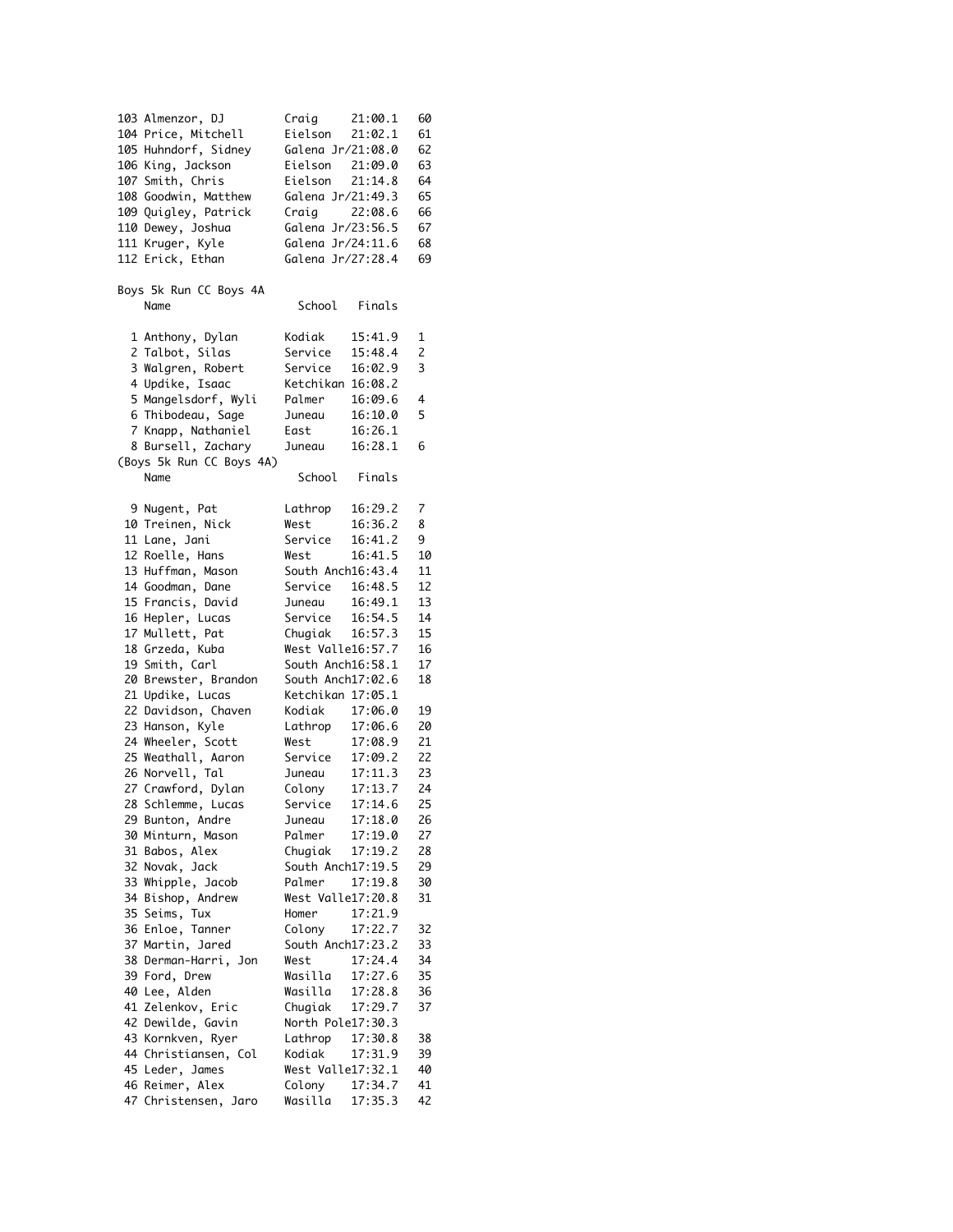| Place | Name | School | Finals | Points |
|---|---|---|---|---|
| 103 | Almenzor, DJ | Craig | 21:00.1 | 60 |
| 104 | Price, Mitchell | Eielson | 21:02.1 | 61 |
| 105 | Huhndorf, Sidney | Galena Jr/ | 21:08.0 | 62 |
| 106 | King, Jackson | Eielson | 21:09.0 | 63 |
| 107 | Smith, Chris | Eielson | 21:14.8 | 64 |
| 108 | Goodwin, Matthew | Galena Jr/ | 21:49.3 | 65 |
| 109 | Quigley, Patrick | Craig | 22:08.6 | 66 |
| 110 | Dewey, Joshua | Galena Jr/ | 23:56.5 | 67 |
| 111 | Kruger, Kyle | Galena Jr/ | 24:11.6 | 68 |
| 112 | Erick, Ethan | Galena Jr/ | 27:28.4 | 69 |

## Boys 5k Run CC Boys 4A

| Place | Name | School | Finals | Points |
|---|---|---|---|---|
| 1 | Anthony, Dylan | Kodiak | 15:41.9 | 1 |
| 2 | Talbot, Silas | Service | 15:48.4 | 2 |
| 3 | Walgren, Robert | Service | 16:02.9 | 3 |
| 4 | Updike, Isaac | Ketchikan | 16:08.2 | |
| 5 | Mangelsdorf, Wyli | Palmer | 16:09.6 | 4 |
| 6 | Thibodeau, Sage | Juneau | 16:10.0 | 5 |
| 7 | Knapp, Nathaniel | East | 16:26.1 | |
| 8 | Bursell, Zachary | Juneau | 16:28.1 | 6 |

(Boys 5k Run CC Boys 4A)

| Place | Name | School | Finals | Points |
|---|---|---|---|---|
| 9 | Nugent, Pat | Lathrop | 16:29.2 | 7 |
| 10 | Treinen, Nick | West | 16:36.2 | 8 |
| 11 | Lane, Jani | Service | 16:41.2 | 9 |
| 12 | Roelle, Hans | West | 16:41.5 | 10 |
| 13 | Huffman, Mason | South Anch | 16:43.4 | 11 |
| 14 | Goodman, Dane | Service | 16:48.5 | 12 |
| 15 | Francis, David | Juneau | 16:49.1 | 13 |
| 16 | Hepler, Lucas | Service | 16:54.5 | 14 |
| 17 | Mullett, Pat | Chugiak | 16:57.3 | 15 |
| 18 | Grzeda, Kuba | West Valle | 16:57.7 | 16 |
| 19 | Smith, Carl | South Anch | 16:58.1 | 17 |
| 20 | Brewster, Brandon | South Anch | 17:02.6 | 18 |
| 21 | Updike, Lucas | Ketchikan | 17:05.1 | |
| 22 | Davidson, Chaven | Kodiak | 17:06.0 | 19 |
| 23 | Hanson, Kyle | Lathrop | 17:06.6 | 20 |
| 24 | Wheeler, Scott | West | 17:08.9 | 21 |
| 25 | Weathall, Aaron | Service | 17:09.2 | 22 |
| 26 | Norvell, Tal | Juneau | 17:11.3 | 23 |
| 27 | Crawford, Dylan | Colony | 17:13.7 | 24 |
| 28 | Schlemme, Lucas | Service | 17:14.6 | 25 |
| 29 | Bunton, Andre | Juneau | 17:18.0 | 26 |
| 30 | Minturn, Mason | Palmer | 17:19.0 | 27 |
| 31 | Babos, Alex | Chugiak | 17:19.2 | 28 |
| 32 | Novak, Jack | South Anch | 17:19.5 | 29 |
| 33 | Whipple, Jacob | Palmer | 17:19.8 | 30 |
| 34 | Bishop, Andrew | West Valle | 17:20.8 | 31 |
| 35 | Seims, Tux | Homer | 17:21.9 | |
| 36 | Enloe, Tanner | Colony | 17:22.7 | 32 |
| 37 | Martin, Jared | South Anch | 17:23.2 | 33 |
| 38 | Derman-Harri, Jon | West | 17:24.4 | 34 |
| 39 | Ford, Drew | Wasilla | 17:27.6 | 35 |
| 40 | Lee, Alden | Wasilla | 17:28.8 | 36 |
| 41 | Zelenkov, Eric | Chugiak | 17:29.7 | 37 |
| 42 | Dewilde, Gavin | North Pole | 17:30.3 | |
| 43 | Kornkven, Ryer | Lathrop | 17:30.8 | 38 |
| 44 | Christiansen, Col | Kodiak | 17:31.9 | 39 |
| 45 | Leder, James | West Valle | 17:32.1 | 40 |
| 46 | Reimer, Alex | Colony | 17:34.7 | 41 |
| 47 | Christensen, Jaro | Wasilla | 17:35.3 | 42 |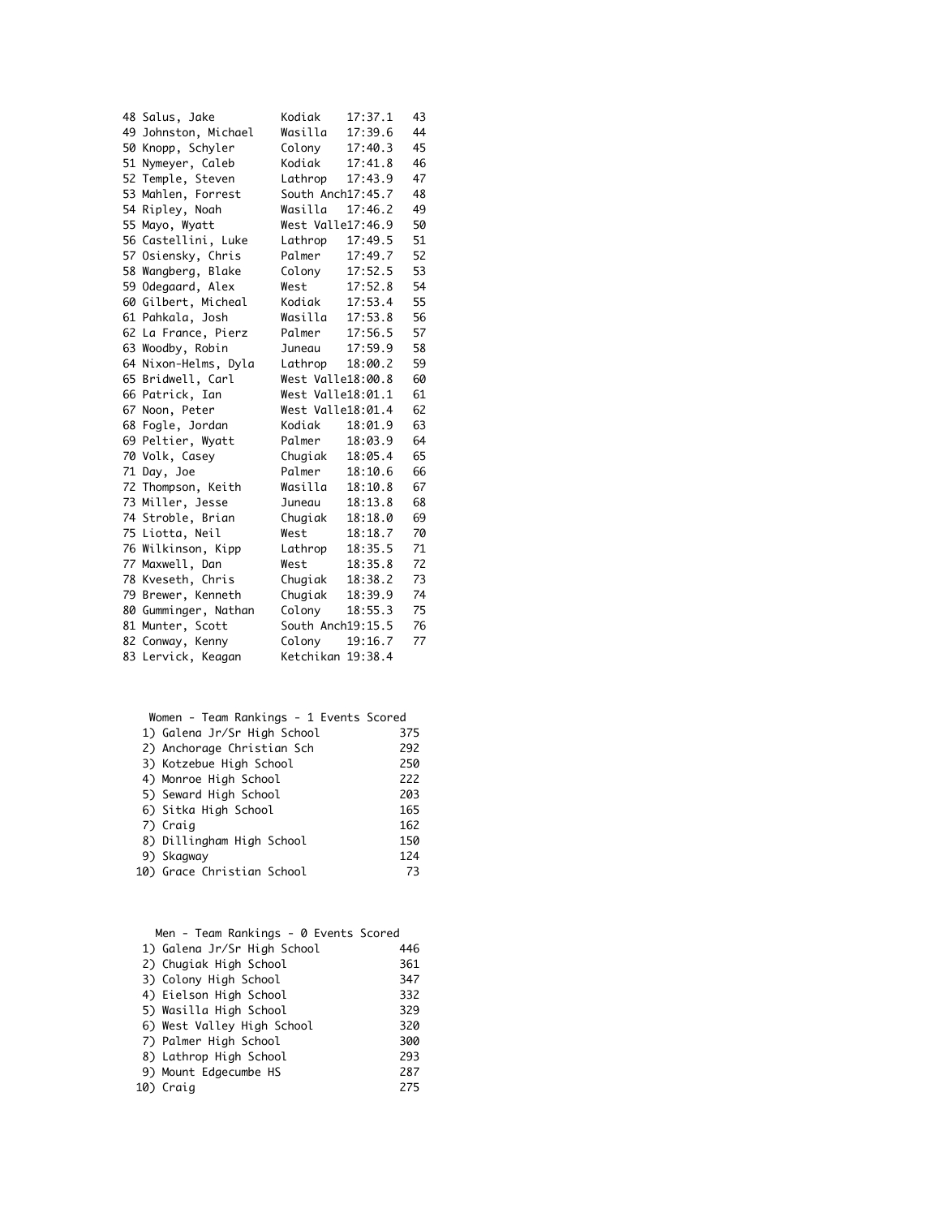| Place | Name | School | Time | Points |
|---|---|---|---|---|
| 48 | Salus, Jake | Kodiak | 17:37.1 | 43 |
| 49 | Johnston, Michael | Wasilla | 17:39.6 | 44 |
| 50 | Knopp, Schyler | Colony | 17:40.3 | 45 |
| 51 | Nymeyer, Caleb | Kodiak | 17:41.8 | 46 |
| 52 | Temple, Steven | Lathrop | 17:43.9 | 47 |
| 53 | Mahlen, Forrest | South Anch | 17:45.7 | 48 |
| 54 | Ripley, Noah | Wasilla | 17:46.2 | 49 |
| 55 | Mayo, Wyatt | West Valle | 17:46.9 | 50 |
| 56 | Castellini, Luke | Lathrop | 17:49.5 | 51 |
| 57 | Osiensky, Chris | Palmer | 17:49.7 | 52 |
| 58 | Wangberg, Blake | Colony | 17:52.5 | 53 |
| 59 | Odegaard, Alex | West | 17:52.8 | 54 |
| 60 | Gilbert, Micheal | Kodiak | 17:53.4 | 55 |
| 61 | Pahkala, Josh | Wasilla | 17:53.8 | 56 |
| 62 | La France, Pierz | Palmer | 17:56.5 | 57 |
| 63 | Woodby, Robin | Juneau | 17:59.9 | 58 |
| 64 | Nixon-Helms, Dyla | Lathrop | 18:00.2 | 59 |
| 65 | Bridwell, Carl | West Valle | 18:00.8 | 60 |
| 66 | Patrick, Ian | West Valle | 18:01.1 | 61 |
| 67 | Noon, Peter | West Valle | 18:01.4 | 62 |
| 68 | Fogle, Jordan | Kodiak | 18:01.9 | 63 |
| 69 | Peltier, Wyatt | Palmer | 18:03.9 | 64 |
| 70 | Volk, Casey | Chugiak | 18:05.4 | 65 |
| 71 | Day, Joe | Palmer | 18:10.6 | 66 |
| 72 | Thompson, Keith | Wasilla | 18:10.8 | 67 |
| 73 | Miller, Jesse | Juneau | 18:13.8 | 68 |
| 74 | Stroble, Brian | Chugiak | 18:18.0 | 69 |
| 75 | Liotta, Neil | West | 18:18.7 | 70 |
| 76 | Wilkinson, Kipp | Lathrop | 18:35.5 | 71 |
| 77 | Maxwell, Dan | West | 18:35.8 | 72 |
| 78 | Kveseth, Chris | Chugiak | 18:38.2 | 73 |
| 79 | Brewer, Kenneth | Chugiak | 18:39.9 | 74 |
| 80 | Gumminger, Nathan | Colony | 18:55.3 | 75 |
| 81 | Munter, Scott | South Anch | 19:15.5 | 76 |
| 82 | Conway, Kenny | Colony | 19:16.7 | 77 |
| 83 | Lervick, Keagan | Ketchikan | 19:38.4 | |

## Women - Team Rankings - 1 Events Scored

| Rank | School | Points |
|---|---|---|
| 1) | Galena Jr/Sr High School | 375 |
| 2) | Anchorage Christian Sch | 292 |
| 3) | Kotzebue High School | 250 |
| 4) | Monroe High School | 222 |
| 5) | Seward High School | 203 |
| 6) | Sitka High School | 165 |
| 7) | Craig | 162 |
| 8) | Dillingham High School | 150 |
| 9) | Skagway | 124 |
| 10) | Grace Christian School | 73 |

## Men - Team Rankings - 0 Events Scored

| Rank | School | Points |
|---|---|---|
| 1) | Galena Jr/Sr High School | 446 |
| 2) | Chugiak High School | 361 |
| 3) | Colony High School | 347 |
| 4) | Eielson High School | 332 |
| 5) | Wasilla High School | 329 |
| 6) | West Valley High School | 320 |
| 7) | Palmer High School | 300 |
| 8) | Lathrop High School | 293 |
| 9) | Mount Edgecumbe HS | 287 |
| 10) | Craig | 275 |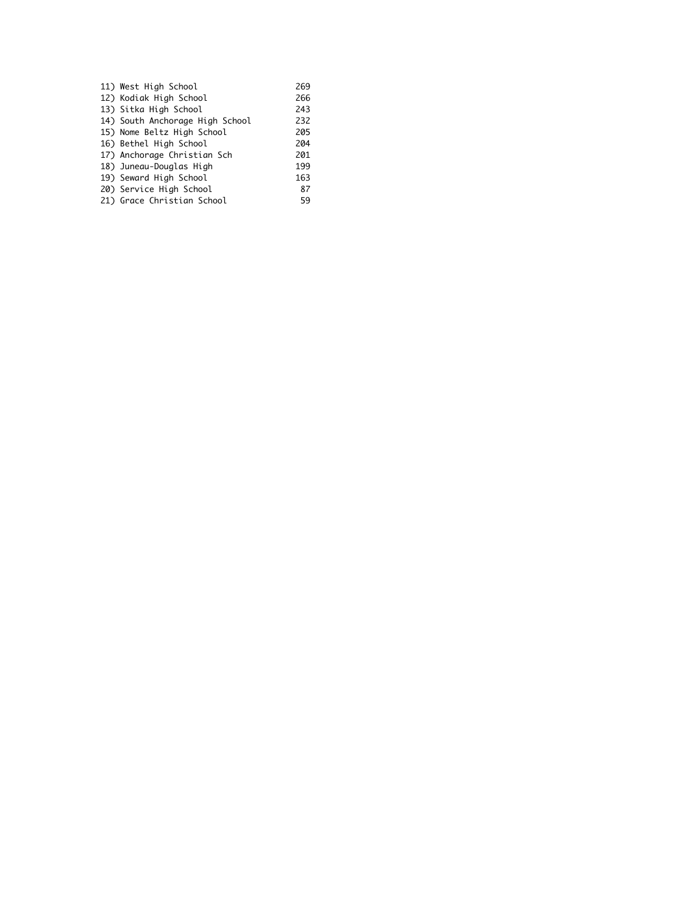| | |
|---|---|
| 11) West High School | 269 |
| 12) Kodiak High School | 266 |
| 13) Sitka High School | 243 |
| 14) South Anchorage High School | 232 |
| 15) Nome Beltz High School | 205 |
| 16) Bethel High School | 204 |
| 17) Anchorage Christian Sch | 201 |
| 18) Juneau-Douglas High | 199 |
| 19) Seward High School | 163 |
| 20) Service High School | 87 |
| 21) Grace Christian School | 59 |